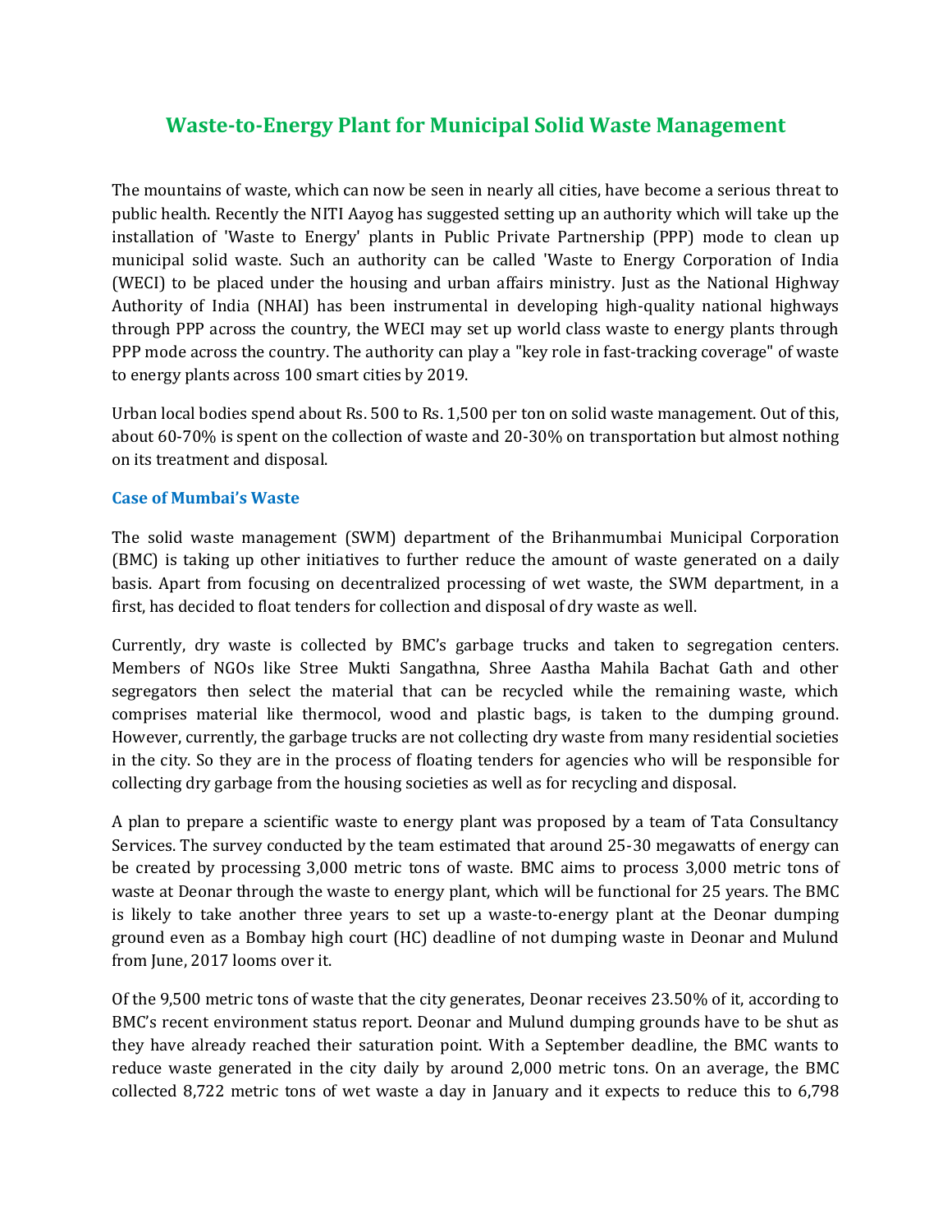# Waste-to-Energy Plant for Municipal Solid Waste Management

The mountains of waste, which can now be seen in nearly all cities, have become a serious threat to public health. Recently the NITI Aayog has suggested setting up an authority which will take up the installation of 'Waste to Energy' plants in Public Private Partnership (PPP) mode to clean up municipal solid waste. Such an authority can be called 'Waste to Energy Corporation of India (WECI) to be placed under the housing and urban affairs ministry. Just as the National Highway Authority of India (NHAI) has been instrumental in developing high-quality national highways through PPP across the country, the WECI may set up world class waste to energy plants through PPP mode across the country. The authority can play a "key role in fast-tracking coverage" of waste to energy plants across 100 smart cities by 2019.

Urban local bodies spend about Rs. 500 to Rs. 1,500 per ton on solid waste management. Out of this, about 60-70% is spent on the collection of waste and 20-30% on transportation but almost nothing on its treatment and disposal.

### Case of Mumbai's Waste

The solid waste management (SWM) department of the Brihanmumbai Municipal Corporation (BMC) is taking up other initiatives to further reduce the amount of waste generated on a daily basis. Apart from focusing on decentralized processing of wet waste, the SWM department, in a first, has decided to float tenders for collection and disposal of dry waste as well.

Currently, dry waste is collected by BMC's garbage trucks and taken to segregation centers. Members of NGOs like Stree Mukti Sangathna, Shree Aastha Mahila Bachat Gath and other segregators then select the material that can be recycled while the remaining waste, which comprises material like thermocol, wood and plastic bags, is taken to the dumping ground. However, currently, the garbage trucks are not collecting dry waste from many residential societies in the city. So they are in the process of floating tenders for agencies who will be responsible for collecting dry garbage from the housing societies as well as for recycling and disposal.

A plan to prepare a scientific waste to energy plant was proposed by a team of Tata Consultancy Services. The survey conducted by the team estimated that around 25-30 megawatts of energy can be created by processing 3,000 metric tons of waste. BMC aims to process 3,000 metric tons of waste at Deonar through the waste to energy plant, which will be functional for 25 years. The BMC is likely to take another three years to set up a waste-to-energy plant at the Deonar dumping ground even as a Bombay high court (HC) deadline of not dumping waste in Deonar and Mulund from June, 2017 looms over it.

Of the 9,500 metric tons of waste that the city generates, Deonar receives 23.50% of it, according to BMC's recent environment status report. Deonar and Mulund dumping grounds have to be shut as they have already reached their saturation point. With a September deadline, the BMC wants to reduce waste generated in the city daily by around 2,000 metric tons. On an average, the BMC collected 8,722 metric tons of wet waste a day in January and it expects to reduce this to 6,798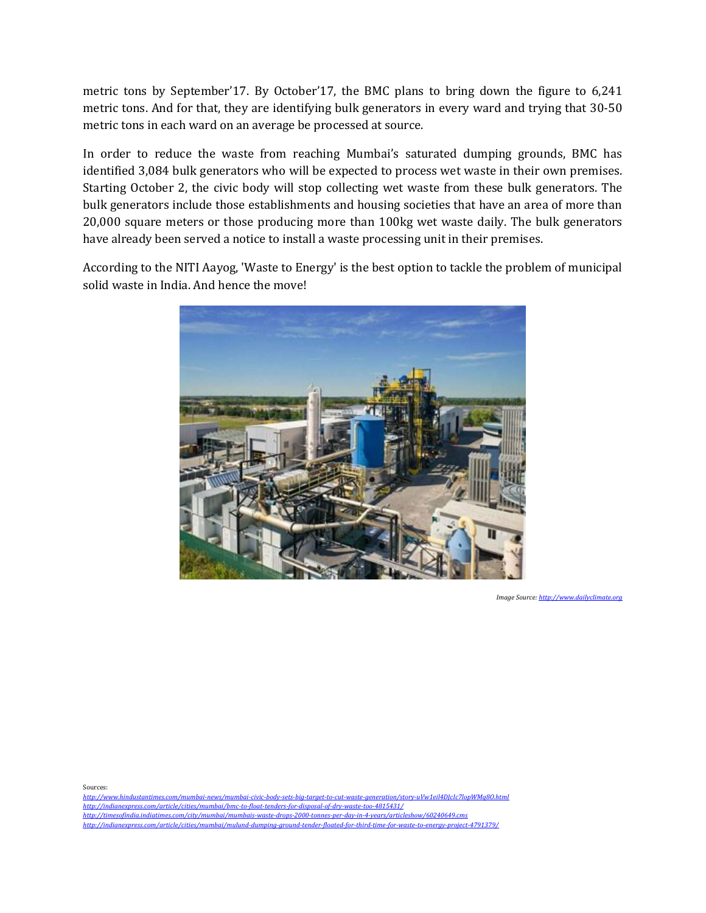metric tons by September'17. By October'17, the BMC plans to bring down the figure to 6,241 metric tons. And for that, they are identifying bulk generators in every ward and trying that 30-50 metric tons in each ward on an average be processed at source.

In order to reduce the waste from reaching Mumbai's saturated dumping grounds, BMC has identified 3,084 bulk generators who will be expected to process wet waste in their own premises. Starting October 2, the civic body will stop collecting wet waste from these bulk generators. The bulk generators include those establishments and housing societies that have an area of more than 20,000 square meters or those producing more than 100kg wet waste daily. The bulk generators have already been served a notice to install a waste processing unit in their premises.

According to the NITI Aayog, 'Waste to Energy' is the best option to tackle the problem of municipal solid waste in India. And hence the move!

*Image Source: http://www.dailyclimate.org*

Sources:
*http://www.hindustantimes.com/mumbai-news/mumbai-civic-body-sets-big-target-to-cut-waste-generation/story-uVw1eil4DJcIc7lopWMq8O.html*
*http://indianexpress.com/article/cities/mumbai/bmc-to-float-tenders-for-disposal-of-dry-waste-too-4815431/*
*http://timesofindia.indiatimes.com/city/mumbai/mumbais-waste-drops-2000-tonnes-per-day-in-4-years/articleshow/60240649.cms*
*http://indianexpress.com/article/cities/mumbai/mulund-dumping-ground-tender-floated-for-third-time-for-waste-to-energy-project-4791379/*